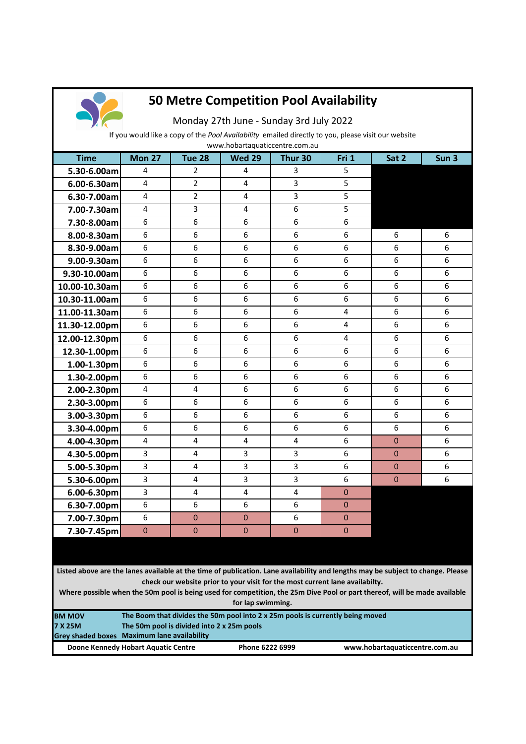# 50 Metre Competition Pool Availability

Monday 27th June - Sunday 3rd July 2022

If you would like a copy of the *Pool Availability* emailed directly to you, please visit our website www.hobartaquaticcentre.com.au

| Time | Mon 27 | Tue 28 | Wed 29 | Thur 30 | Fri 1 | Sat 2 | Sun 3 |
|---|---|---|---|---|---|---|---|
| 5.30-6.00am | 4 | 2 | 4 | 3 | 5 | | |
| 6.00-6.30am | 4 | 2 | 4 | 3 | 5 | | |
| 6.30-7.00am | 4 | 2 | 4 | 3 | 5 | | |
| 7.00-7.30am | 4 | 3 | 4 | 6 | 5 | | |
| 7.30-8.00am | 6 | 6 | 6 | 6 | 6 | | |
| 8.00-8.30am | 6 | 6 | 6 | 6 | 6 | 6 | 6 |
| 8.30-9.00am | 6 | 6 | 6 | 6 | 6 | 6 | 6 |
| 9.00-9.30am | 6 | 6 | 6 | 6 | 6 | 6 | 6 |
| 9.30-10.00am | 6 | 6 | 6 | 6 | 6 | 6 | 6 |
| 10.00-10.30am | 6 | 6 | 6 | 6 | 6 | 6 | 6 |
| 10.30-11.00am | 6 | 6 | 6 | 6 | 6 | 6 | 6 |
| 11.00-11.30am | 6 | 6 | 6 | 6 | 4 | 6 | 6 |
| 11.30-12.00pm | 6 | 6 | 6 | 6 | 4 | 6 | 6 |
| 12.00-12.30pm | 6 | 6 | 6 | 6 | 4 | 6 | 6 |
| 12.30-1.00pm | 6 | 6 | 6 | 6 | 6 | 6 | 6 |
| 1.00-1.30pm | 6 | 6 | 6 | 6 | 6 | 6 | 6 |
| 1.30-2.00pm | 6 | 6 | 6 | 6 | 6 | 6 | 6 |
| 2.00-2.30pm | 4 | 4 | 6 | 6 | 6 | 6 | 6 |
| 2.30-3.00pm | 6 | 6 | 6 | 6 | 6 | 6 | 6 |
| 3.00-3.30pm | 6 | 6 | 6 | 6 | 6 | 6 | 6 |
| 3.30-4.00pm | 6 | 6 | 6 | 6 | 6 | 6 | 6 |
| 4.00-4.30pm | 4 | 4 | 4 | 4 | 6 | 0 | 6 |
| 4.30-5.00pm | 3 | 4 | 3 | 3 | 6 | 0 | 6 |
| 5.00-5.30pm | 3 | 4 | 3 | 3 | 6 | 0 | 6 |
| 5.30-6.00pm | 3 | 4 | 3 | 3 | 6 | 0 | 6 |
| 6.00-6.30pm | 3 | 4 | 4 | 4 | 0 | | |
| 6.30-7.00pm | 6 | 6 | 6 | 6 | 0 | | |
| 7.00-7.30pm | 6 | 0 | 0 | 6 | 0 | | |
| 7.30-7.45pm | 0 | 0 | 0 | 0 | 0 | | |

**Listed above are the lanes available at the time of publication. Lane availability and lengths may be subject to change. Please check our website prior to your visit for the most current lane availabilty.**

**Where possible when the 50m pool is being used for competition, the 25m Dive Pool or part thereof, will be made available for lap swimming.**

| | |
|---|---|
| **BM MOV** | **The Boom that divides the 50m pool into 2 x 25m pools is currently being moved** |
| **7 X 25M** | **The 50m pool is divided into 2 x 25m pools** |
| **Grey shaded boxes** | **Maximum lane availability** |

**Doone Kennedy Hobart Aquatic Centre** **Phone 6222 6999** **www.hobartaquaticcentre.com.au**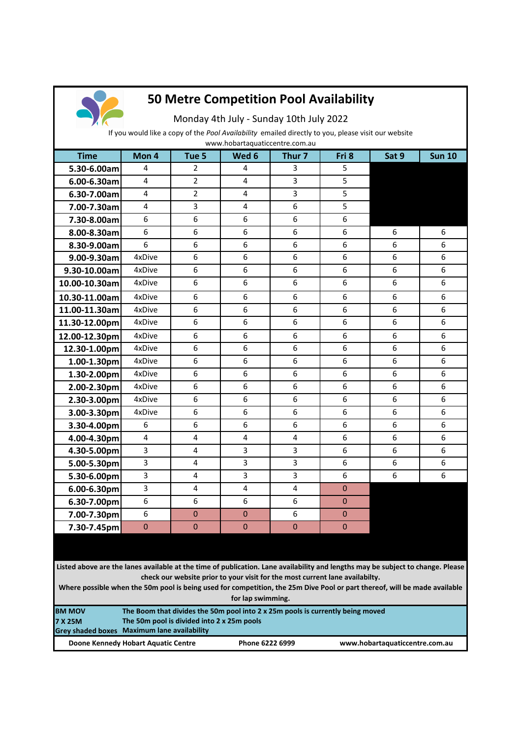# 50 Metre Competition Pool Availability

Monday 4th July - Sunday 10th July 2022

If you would like a copy of the *Pool Availability* emailed directly to you, please visit our website www.hobartaquaticcentre.com.au

| Time | Mon 4 | Tue 5 | Wed 6 | Thur 7 | Fri 8 | Sat 9 | Sun 10 |
|---|---|---|---|---|---|---|---|
| 5.30-6.00am | 4 | 2 | 4 | 3 | 5 | | |
| 6.00-6.30am | 4 | 2 | 4 | 3 | 5 | | |
| 6.30-7.00am | 4 | 2 | 4 | 3 | 5 | | |
| 7.00-7.30am | 4 | 3 | 4 | 6 | 5 | | |
| 7.30-8.00am | 6 | 6 | 6 | 6 | 6 | | |
| 8.00-8.30am | 6 | 6 | 6 | 6 | 6 | 6 | 6 |
| 8.30-9.00am | 6 | 6 | 6 | 6 | 6 | 6 | 6 |
| 9.00-9.30am | 4xDive | 6 | 6 | 6 | 6 | 6 | 6 |
| 9.30-10.00am | 4xDive | 6 | 6 | 6 | 6 | 6 | 6 |
| 10.00-10.30am | 4xDive | 6 | 6 | 6 | 6 | 6 | 6 |
| 10.30-11.00am | 4xDive | 6 | 6 | 6 | 6 | 6 | 6 |
| 11.00-11.30am | 4xDive | 6 | 6 | 6 | 6 | 6 | 6 |
| 11.30-12.00pm | 4xDive | 6 | 6 | 6 | 6 | 6 | 6 |
| 12.00-12.30pm | 4xDive | 6 | 6 | 6 | 6 | 6 | 6 |
| 12.30-1.00pm | 4xDive | 6 | 6 | 6 | 6 | 6 | 6 |
| 1.00-1.30pm | 4xDive | 6 | 6 | 6 | 6 | 6 | 6 |
| 1.30-2.00pm | 4xDive | 6 | 6 | 6 | 6 | 6 | 6 |
| 2.00-2.30pm | 4xDive | 6 | 6 | 6 | 6 | 6 | 6 |
| 2.30-3.00pm | 4xDive | 6 | 6 | 6 | 6 | 6 | 6 |
| 3.00-3.30pm | 4xDive | 6 | 6 | 6 | 6 | 6 | 6 |
| 3.30-4.00pm | 6 | 6 | 6 | 6 | 6 | 6 | 6 |
| 4.00-4.30pm | 4 | 4 | 4 | 4 | 6 | 6 | 6 |
| 4.30-5.00pm | 3 | 4 | 3 | 3 | 6 | 6 | 6 |
| 5.00-5.30pm | 3 | 4 | 3 | 3 | 6 | 6 | 6 |
| 5.30-6.00pm | 3 | 4 | 3 | 3 | 6 | 6 | 6 |
| 6.00-6.30pm | 3 | 4 | 4 | 4 | 0 | | |
| 6.30-7.00pm | 6 | 6 | 6 | 6 | 0 | | |
| 7.00-7.30pm | 6 | 0 | 0 | 6 | 0 | | |
| 7.30-7.45pm | 0 | 0 | 0 | 0 | 0 | | |

**Listed above are the lanes available at the time of publication. Lane availability and lengths may be subject to change. Please check our website prior to your visit for the most current lane availabilty.**

**Where possible when the 50m pool is being used for competition, the 25m Dive Pool or part thereof, will be made available for lap swimming.**

| | |
|---|---|
| **BM MOV** | **The Boom that divides the 50m pool into 2 x 25m pools is currently being moved** |
| **7 X 25M** | **The 50m pool is divided into 2 x 25m pools** |
| **Grey shaded boxes** | **Maximum lane availability** |

**Doone Kennedy Hobart Aquatic Centre** **Phone 6222 6999** **www.hobartaquaticcentre.com.au**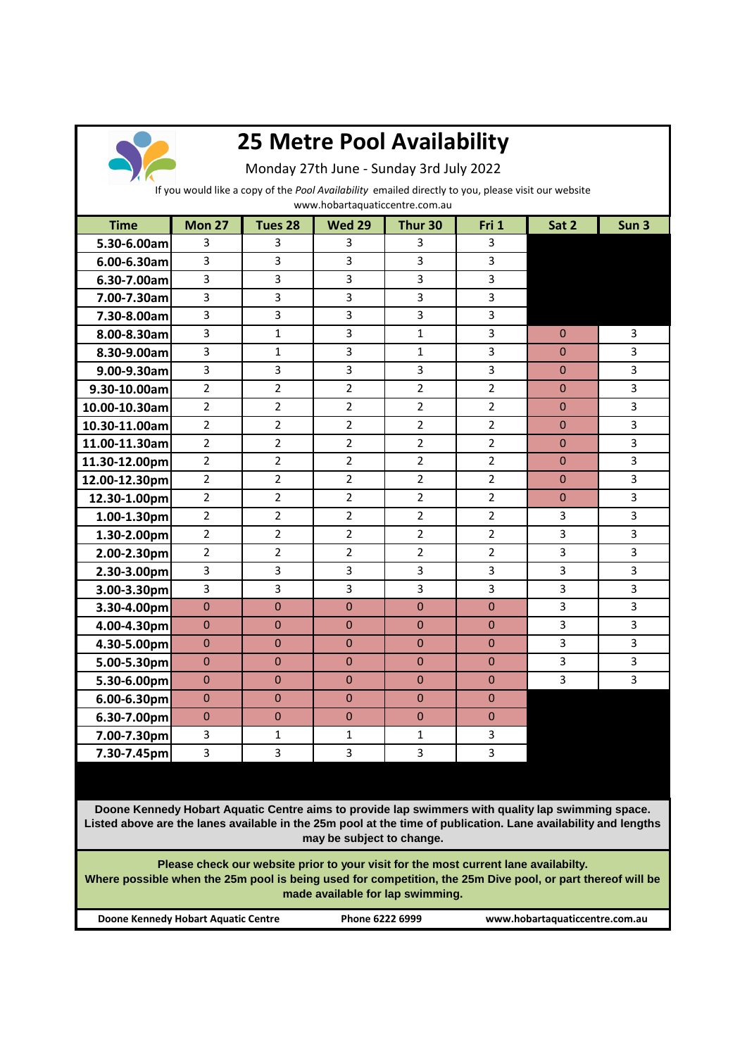# 25 Metre Pool Availability

Monday 27th June - Sunday 3rd July 2022

If you would like a copy of the *Pool Availability* emailed directly to you, please visit our website www.hobartaquaticcentre.com.au

| Time | Mon 27 | Tues 28 | Wed 29 | Thur 30 | Fri 1 | Sat 2 | Sun 3 |
|---|---|---|---|---|---|---|---|
| 5.30-6.00am | 3 | 3 | 3 | 3 | 3 | | |
| 6.00-6.30am | 3 | 3 | 3 | 3 | 3 | | |
| 6.30-7.00am | 3 | 3 | 3 | 3 | 3 | | |
| 7.00-7.30am | 3 | 3 | 3 | 3 | 3 | | |
| 7.30-8.00am | 3 | 3 | 3 | 3 | 3 | | |
| 8.00-8.30am | 3 | 1 | 3 | 1 | 3 | 0 | 3 |
| 8.30-9.00am | 3 | 1 | 3 | 1 | 3 | 0 | 3 |
| 9.00-9.30am | 3 | 3 | 3 | 3 | 3 | 0 | 3 |
| 9.30-10.00am | 2 | 2 | 2 | 2 | 2 | 0 | 3 |
| 10.00-10.30am | 2 | 2 | 2 | 2 | 2 | 0 | 3 |
| 10.30-11.00am | 2 | 2 | 2 | 2 | 2 | 0 | 3 |
| 11.00-11.30am | 2 | 2 | 2 | 2 | 2 | 0 | 3 |
| 11.30-12.00pm | 2 | 2 | 2 | 2 | 2 | 0 | 3 |
| 12.00-12.30pm | 2 | 2 | 2 | 2 | 2 | 0 | 3 |
| 12.30-1.00pm | 2 | 2 | 2 | 2 | 2 | 0 | 3 |
| 1.00-1.30pm | 2 | 2 | 2 | 2 | 2 | 3 | 3 |
| 1.30-2.00pm | 2 | 2 | 2 | 2 | 2 | 3 | 3 |
| 2.00-2.30pm | 2 | 2 | 2 | 2 | 2 | 3 | 3 |
| 2.30-3.00pm | 3 | 3 | 3 | 3 | 3 | 3 | 3 |
| 3.00-3.30pm | 3 | 3 | 3 | 3 | 3 | 3 | 3 |
| 3.30-4.00pm | 0 | 0 | 0 | 0 | 0 | 3 | 3 |
| 4.00-4.30pm | 0 | 0 | 0 | 0 | 0 | 3 | 3 |
| 4.30-5.00pm | 0 | 0 | 0 | 0 | 0 | 3 | 3 |
| 5.00-5.30pm | 0 | 0 | 0 | 0 | 0 | 3 | 3 |
| 5.30-6.00pm | 0 | 0 | 0 | 0 | 0 | 3 | 3 |
| 6.00-6.30pm | 0 | 0 | 0 | 0 | 0 | | |
| 6.30-7.00pm | 0 | 0 | 0 | 0 | 0 | | |
| 7.00-7.30pm | 3 | 1 | 1 | 1 | 3 | | |
| 7.30-7.45pm | 3 | 3 | 3 | 3 | 3 | | |

**Doone Kennedy Hobart Aquatic Centre aims to provide lap swimmers with quality lap swimming space. Listed above are the lanes available in the 25m pool at the time of publication. Lane availability and lengths may be subject to change.**

**Please check our website prior to your visit for the most current lane availabilty. Where possible when the 25m pool is being used for competition, the 25m Dive pool, or part thereof will be made available for lap swimming.**

**Doone Kennedy Hobart Aquatic Centre** | **Phone 6222 6999** | **www.hobartaquaticcentre.com.au**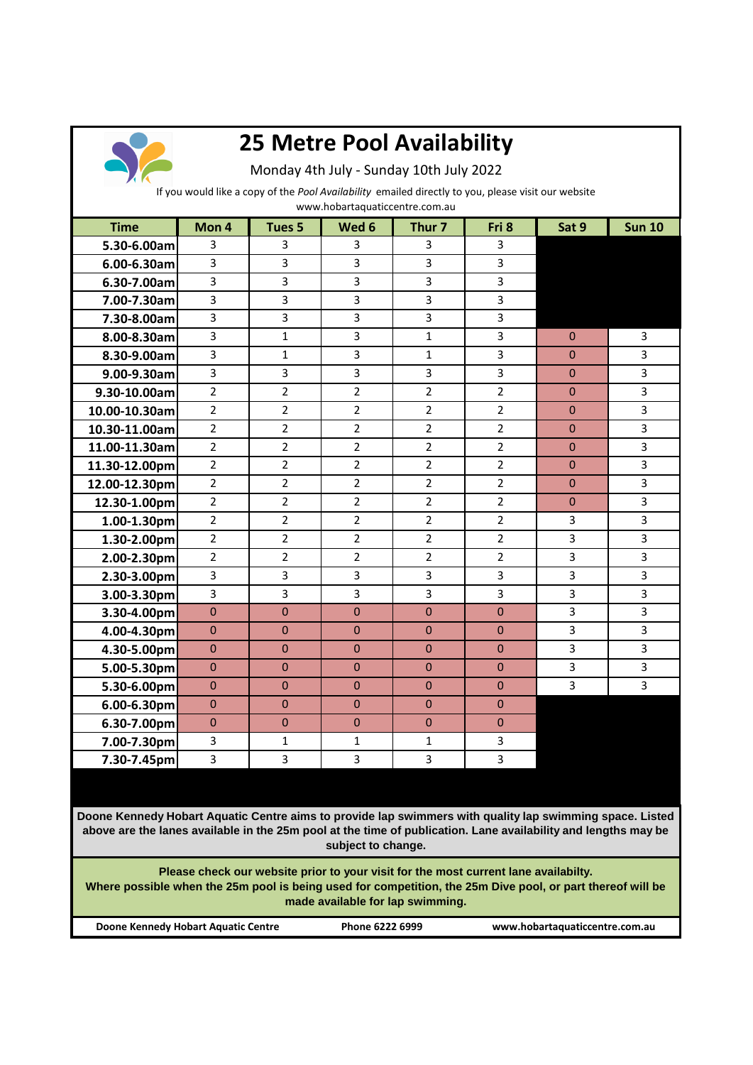# 25 Metre Pool Availability

Monday 4th July - Sunday 10th July 2022

If you would like a copy of the *Pool Availability* emailed directly to you, please visit our website www.hobartaquaticcentre.com.au

| Time | Mon 4 | Tues 5 | Wed 6 | Thur 7 | Fri 8 | Sat 9 | Sun 10 |
|---|---|---|---|---|---|---|---|
| 5.30-6.00am | 3 | 3 | 3 | 3 | 3 | | |
| 6.00-6.30am | 3 | 3 | 3 | 3 | 3 | | |
| 6.30-7.00am | 3 | 3 | 3 | 3 | 3 | | |
| 7.00-7.30am | 3 | 3 | 3 | 3 | 3 | | |
| 7.30-8.00am | 3 | 3 | 3 | 3 | 3 | | |
| 8.00-8.30am | 3 | 1 | 3 | 1 | 3 | 0 | 3 |
| 8.30-9.00am | 3 | 1 | 3 | 1 | 3 | 0 | 3 |
| 9.00-9.30am | 3 | 3 | 3 | 3 | 3 | 0 | 3 |
| 9.30-10.00am | 2 | 2 | 2 | 2 | 2 | 0 | 3 |
| 10.00-10.30am | 2 | 2 | 2 | 2 | 2 | 0 | 3 |
| 10.30-11.00am | 2 | 2 | 2 | 2 | 2 | 0 | 3 |
| 11.00-11.30am | 2 | 2 | 2 | 2 | 2 | 0 | 3 |
| 11.30-12.00pm | 2 | 2 | 2 | 2 | 2 | 0 | 3 |
| 12.00-12.30pm | 2 | 2 | 2 | 2 | 2 | 0 | 3 |
| 12.30-1.00pm | 2 | 2 | 2 | 2 | 2 | 0 | 3 |
| 1.00-1.30pm | 2 | 2 | 2 | 2 | 2 | 3 | 3 |
| 1.30-2.00pm | 2 | 2 | 2 | 2 | 2 | 3 | 3 |
| 2.00-2.30pm | 2 | 2 | 2 | 2 | 2 | 3 | 3 |
| 2.30-3.00pm | 3 | 3 | 3 | 3 | 3 | 3 | 3 |
| 3.00-3.30pm | 3 | 3 | 3 | 3 | 3 | 3 | 3 |
| 3.30-4.00pm | 0 | 0 | 0 | 0 | 0 | 3 | 3 |
| 4.00-4.30pm | 0 | 0 | 0 | 0 | 0 | 3 | 3 |
| 4.30-5.00pm | 0 | 0 | 0 | 0 | 0 | 3 | 3 |
| 5.00-5.30pm | 0 | 0 | 0 | 0 | 0 | 3 | 3 |
| 5.30-6.00pm | 0 | 0 | 0 | 0 | 0 | 3 | 3 |
| 6.00-6.30pm | 0 | 0 | 0 | 0 | 0 | | |
| 6.30-7.00pm | 0 | 0 | 0 | 0 | 0 | | |
| 7.00-7.30pm | 3 | 1 | 1 | 1 | 3 | | |
| 7.30-7.45pm | 3 | 3 | 3 | 3 | 3 | | |

**Doone Kennedy Hobart Aquatic Centre aims to provide lap swimmers with quality lap swimming space. Listed above are the lanes available in the 25m pool at the time of publication. Lane availability and lengths may be subject to change.**

**Please check our website prior to your visit for the most current lane availabilty.**
**Where possible when the 25m pool is being used for competition, the 25m Dive pool, or part thereof will be made available for lap swimming.**

**Doone Kennedy Hobart Aquatic Centre** | **Phone 6222 6999** | **www.hobartaquaticcentre.com.au**